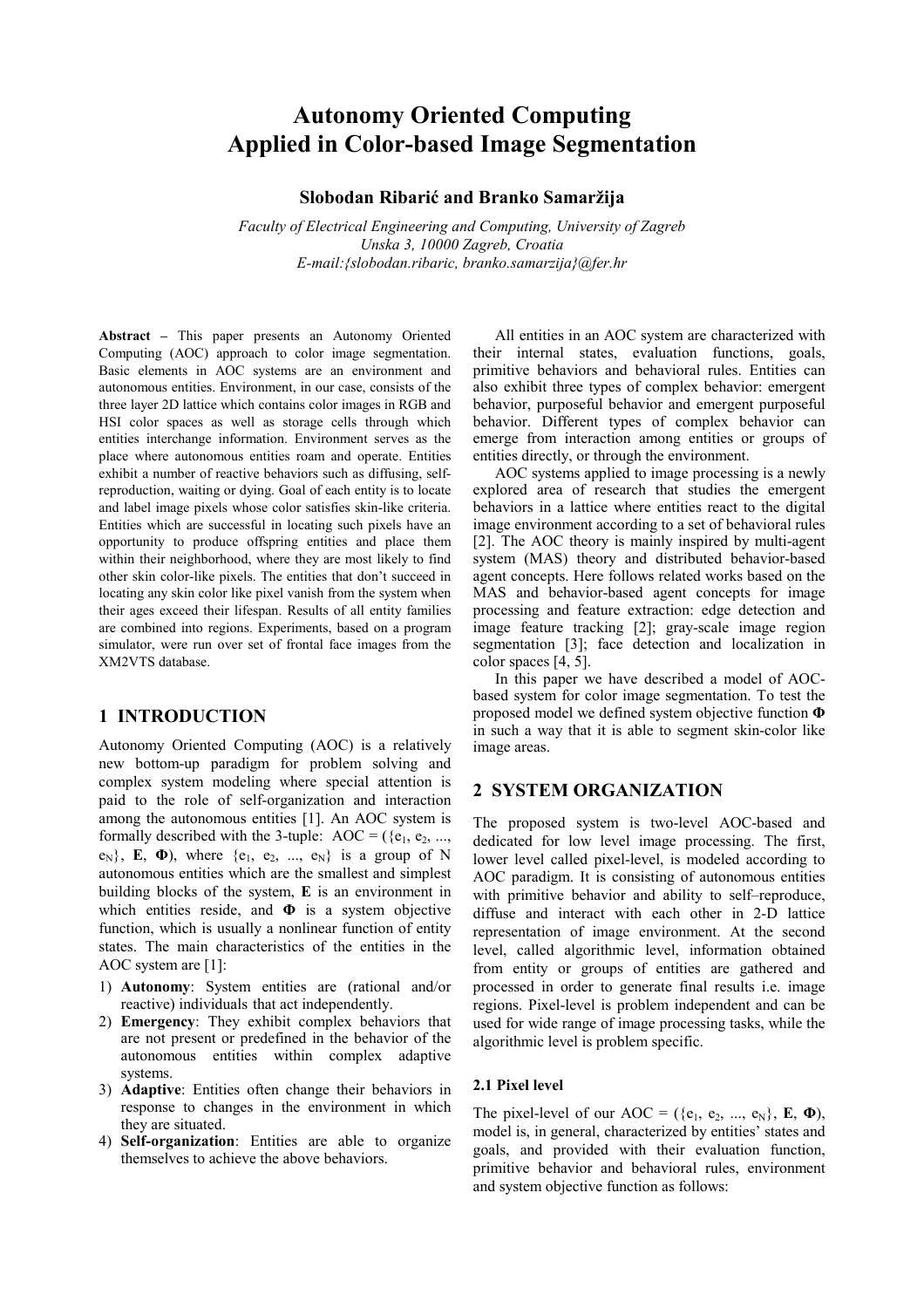# Autonomy Oriented Computing Applied in Color-based Image Segmentation

**Slobodan Ribarić and Branko Samaržija**

*Faculty of Electrical Engineering and Computing, University of Zagreb*
*Unska 3, 10000 Zagreb, Croatia*
*E-mail:{slobodan.ribaric, branko.samarzija}@fer.hr*

**Abstract –** This paper presents an Autonomy Oriented Computing (AOC) approach to color image segmentation. Basic elements in AOC systems are an environment and autonomous entities. Environment, in our case, consists of the three layer 2D lattice which contains color images in RGB and HSI color spaces as well as storage cells through which entities interchange information. Environment serves as the place where autonomous entities roam and operate. Entities exhibit a number of reactive behaviors such as diffusing, self-reproduction, waiting or dying. Goal of each entity is to locate and label image pixels whose color satisfies skin-like criteria. Entities which are successful in locating such pixels have an opportunity to produce offspring entities and place them within their neighborhood, where they are most likely to find other skin color-like pixels. The entities that don't succeed in locating any skin color like pixel vanish from the system when their ages exceed their lifespan. Results of all entity families are combined into regions. Experiments, based on a program simulator, were run over set of frontal face images from the XM2VTS database.

## 1 INTRODUCTION

Autonomy Oriented Computing (AOC) is a relatively new bottom-up paradigm for problem solving and complex system modeling where special attention is paid to the role of self-organization and interaction among the autonomous entities [1]. An AOC system is formally described with the 3-tuple: AOC = ($\{e_1, e_2, ..., e_N\}$, **E**, **Φ**), where $\{e_1, e_2, ..., e_N\}$ is a group of N autonomous entities which are the smallest and simplest building blocks of the system, **E** is an environment in which entities reside, and **Φ** is a system objective function, which is usually a nonlinear function of entity states. The main characteristics of the entities in the AOC system are [1]:

1) **Autonomy**: System entities are (rational and/or reactive) individuals that act independently.
2) **Emergency**: They exhibit complex behaviors that are not present or predefined in the behavior of the autonomous entities within complex adaptive systems.
3) **Adaptive**: Entities often change their behaviors in response to changes in the environment in which they are situated.
4) **Self-organization**: Entities are able to organize themselves to achieve the above behaviors.

All entities in an AOC system are characterized with their internal states, evaluation functions, goals, primitive behaviors and behavioral rules. Entities can also exhibit three types of complex behavior: emergent behavior, purposeful behavior and emergent purposeful behavior. Different types of complex behavior can emerge from interaction among entities or groups of entities directly, or through the environment.

AOC systems applied to image processing is a newly explored area of research that studies the emergent behaviors in a lattice where entities react to the digital image environment according to a set of behavioral rules [2]. The AOC theory is mainly inspired by multi-agent system (MAS) theory and distributed behavior-based agent concepts. Here follows related works based on the MAS and behavior-based agent concepts for image processing and feature extraction: edge detection and image feature tracking [2]; gray-scale image region segmentation [3]; face detection and localization in color spaces [4, 5].

In this paper we have described a model of AOC-based system for color image segmentation. To test the proposed model we defined system objective function **Φ** in such a way that it is able to segment skin-color like image areas.

## 2 SYSTEM ORGANIZATION

The proposed system is two-level AOC-based and dedicated for low level image processing. The first, lower level called pixel-level, is modeled according to AOC paradigm. It is consisting of autonomous entities with primitive behavior and ability to self–reproduce, diffuse and interact with each other in 2-D lattice representation of image environment. At the second level, called algorithmic level, information obtained from entity or groups of entities are gathered and processed in order to generate final results i.e. image regions. Pixel-level is problem independent and can be used for wide range of image processing tasks, while the algorithmic level is problem specific.

### 2.1 Pixel level

The pixel-level of our AOC = ($\{e_1, e_2, ..., e_N\}$, **E**, **Φ**), model is, in general, characterized by entities' states and goals, and provided with their evaluation function, primitive behavior and behavioral rules, environment and system objective function as follows: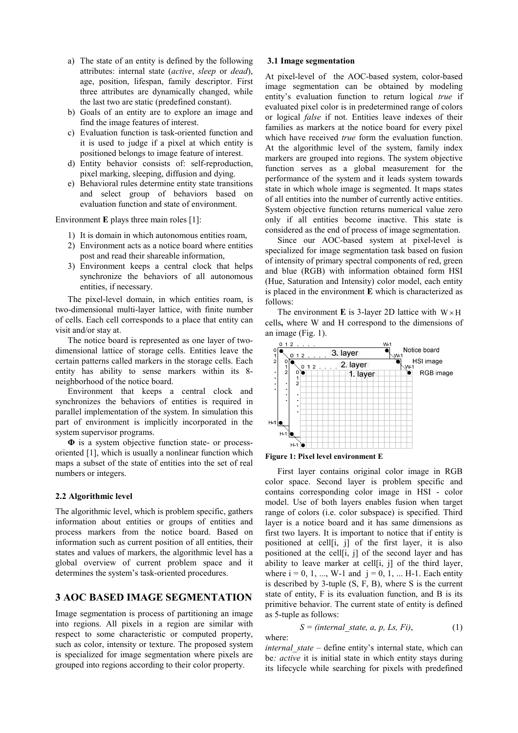a) The state of an entity is defined by the following attributes: internal state (*active*, *sleep* or *dead*), age, position, lifespan, family descriptor. First three attributes are dynamically changed, while the last two are static (predefined constant).
b) Goals of an entity are to explore an image and find the image features of interest.
c) Evaluation function is task-oriented function and it is used to judge if a pixel at which entity is positioned belongs to image feature of interest.
d) Entity behavior consists of: self-reproduction, pixel marking, sleeping, diffusion and dying.
e) Behavioral rules determine entity state transitions and select group of behaviors based on evaluation function and state of environment.

Environment **E** plays three main roles [1]:

1) It is domain in which autonomous entities roam,
2) Environment acts as a notice board where entities post and read their shareable information,
3) Environment keeps a central clock that helps synchronize the behaviors of all autonomous entities, if necessary.

The pixel-level domain, in which entities roam, is two-dimensional multi-layer lattice, with finite number of cells. Each cell corresponds to a place that entity can visit and/or stay at.

The notice board is represented as one layer of two-dimensional lattice of storage cells. Entities leave the certain patterns called markers in the storage cells. Each entity has ability to sense markers within its 8-neighborhood of the notice board.

Environment that keeps a central clock and synchronizes the behaviors of entities is required in parallel implementation of the system. In simulation this part of environment is implicitly incorporated in the system supervisor programs.

**Φ** is a system objective function state- or process-oriented [1], which is usually a nonlinear function which maps a subset of the state of entities into the set of real numbers or integers.

### 2.2 Algorithmic level

The algorithmic level, which is problem specific, gathers information about entities or groups of entities and process markers from the notice board. Based on information such as current position of all entities, their states and values of markers, the algorithmic level has a global overview of current problem space and it determines the system's task-oriented procedures.

## 3 AOC BASED IMAGE SEGMENTATION

Image segmentation is process of partitioning an image into regions. All pixels in a region are similar with respect to some characteristic or computed property, such as color, intensity or texture. The proposed system is specialized for image segmentation where pixels are grouped into regions according to their color property.

### 3.1 Image segmentation

At pixel-level of the AOC-based system, color-based image segmentation can be obtained by modeling entity's evaluation function to return logical *true* if evaluated pixel color is in predetermined range of colors or logical *false* if not. Entities leave indexes of their families as markers at the notice board for every pixel which have received *true* form the evaluation function. At the algorithmic level of the system, family index markers are grouped into regions. The system objective function serves as a global measurement for the performance of the system and it leads system towards state in which whole image is segmented. It maps states of all entities into the number of currently active entities. System objective function returns numerical value zero only if all entities become inactive. This state is considered as the end of process of image segmentation.

Since our AOC-based system at pixel-level is specialized for image segmentation task based on fusion of intensity of primary spectral components of red, green and blue (RGB) with information obtained form HSI (Hue, Saturation and Intensity) color model, each entity is placed in the environment **E** which is characterized as follows:

The environment **E** is 3-layer 2D lattice with $W \times H$ cells**,** where W and H correspond to the dimensions of an image (Fig. 1).

**Figure 1: Pixel level environment E**

First layer contains original color image in RGB color space. Second layer is problem specific and contains corresponding color image in HSI - color model. Use of both layers enables fusion when target range of colors (i.e. color subspace) is specified. Third layer is a notice board and it has same dimensions as first two layers. It is important to notice that if entity is positioned at cell[i, j] of the first layer, it is also positioned at the cell[i, j] of the second layer and has ability to leave marker at cell[i, j] of the third layer, where i = 0, 1, ..., W-1 and j = 0, 1, ... H-1. Each entity is described by 3-tuple (S, F, B), where S is the current state of entity, F is its evaluation function, and B is its primitive behavior. The current state of entity is defined as 5-tuple as follows:

$$S = (internal\_state,\ a,\ p,\ Ls,\ Fi), \tag{1}$$

where:

*internal_state* – define entity's internal state, which can be*: active* it is initial state in which entity stays during its lifecycle while searching for pixels with predefined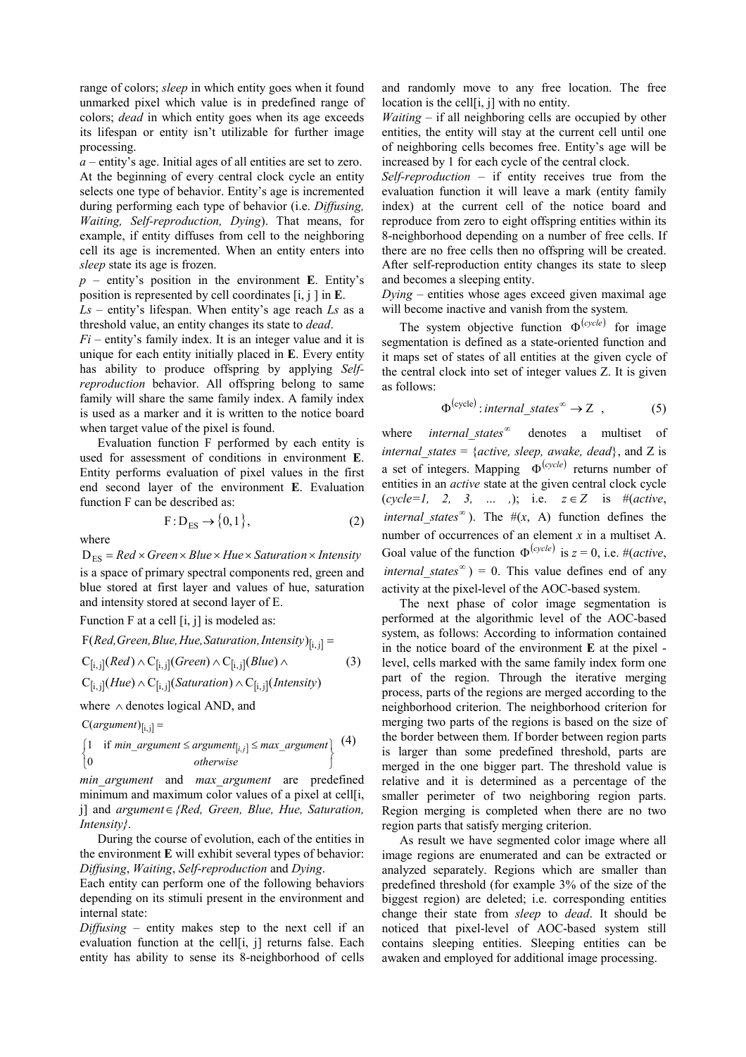range of colors; *sleep* in which entity goes when it found unmarked pixel which value is in predefined range of colors; *dead* in which entity goes when its age exceeds its lifespan or entity isn't utilizable for further image processing.

*a* – entity's age. Initial ages of all entities are set to zero. At the beginning of every central clock cycle an entity selects one type of behavior. Entity's age is incremented during performing each type of behavior (i.e. *Diffusing, Waiting, Self-reproduction, Dying*). That means, for example, if entity diffuses from cell to the neighboring cell its age is incremented. When an entity enters into *sleep* state its age is frozen.

*p* – entity's position in the environment **E**. Entity's position is represented by cell coordinates [i, j ] in **E**.

*Ls* – entity's lifespan. When entity's age reach *Ls* as a threshold value, an entity changes its state to *dead*.

*Fi* – entity's family index. It is an integer value and it is unique for each entity initially placed in **E**. Every entity has ability to produce offspring by applying *Self-reproduction* behavior. All offspring belong to same family will share the same family index. A family index is used as a marker and it is written to the notice board when target value of the pixel is found.

Evaluation function F performed by each entity is used for assessment of conditions in environment **E**. Entity performs evaluation of pixel values in the first end second layer of the environment **E**. Evaluation function F can be described as:

$$\mathrm{F}: \mathrm{D}_{\mathrm{ES}} \rightarrow \{0,1\}, \tag{2}$$

where

$\mathrm{D}_{\mathrm{ES}} = \mathit{Red} \times \mathit{Green} \times \mathit{Blue} \times \mathit{Hue} \times \mathit{Saturation} \times \mathit{Intensity}$ is a space of primary spectral components red, green and blue stored at first layer and values of hue, saturation and intensity stored at second layer of E.

Function F at a cell [i, j] is modeled as:

$$\begin{aligned} &\mathrm{F}(\mathit{Red}, \mathit{Green}, \mathit{Blue}, \mathit{Hue}, \mathit{Saturation}, \mathit{Intensity})_{[i,j]} = \\ &\mathrm{C}_{[i,j]}(\mathit{Red}) \wedge \mathrm{C}_{[i,j]}(\mathit{Green}) \wedge \mathrm{C}_{[i,j]}(\mathit{Blue}) \wedge \\ &\mathrm{C}_{[i,j]}(\mathit{Hue}) \wedge \mathrm{C}_{[i,j]}(\mathit{Saturation}) \wedge \mathrm{C}_{[i,j]}(\mathit{Intensity}) \end{aligned} \tag{3}$$

where $\wedge$ denotes logical AND, and

$$\mathrm{C}(\mathit{argument})_{[i,j]} = \begin{Bmatrix} 1 & \text{if } \mathit{min\_argument} \leq \mathit{argument}_{[i,j]} \leq \mathit{max\_argument} \\ 0 & \mathit{otherwise} \end{Bmatrix} \tag{4}$$

*min_argument* and *max_argument* are predefined minimum and maximum color values of a pixel at cell[i, j] and $\mathit{argument} \in \{\mathit{Red, Green, Blue, Hue, Saturation, Intensity}\}$.

During the course of evolution, each of the entities in the environment **E** will exhibit several types of behavior: *Diffusing*, *Waiting*, *Self-reproduction* and *Dying*.

Each entity can perform one of the following behaviors depending on its stimuli present in the environment and internal state:

*Diffusing* – entity makes step to the next cell if an evaluation function at the cell[i, j] returns false. Each entity has ability to sense its 8-neighborhood of cells and randomly move to any free location. The free location is the cell[i, j] with no entity.

*Waiting* – if all neighboring cells are occupied by other entities, the entity will stay at the current cell until one of neighboring cells becomes free. Entity's age will be increased by 1 for each cycle of the central clock.

*Self-reproduction* – if entity receives true from the evaluation function it will leave a mark (entity family index) at the current cell of the notice board and reproduce from zero to eight offspring entities within its 8-neighborhood depending on a number of free cells. If there are no free cells then no offspring will be created. After self-reproduction entity changes its state to sleep and becomes a sleeping entity.

*Dying* – entities whose ages exceed given maximal age will become inactive and vanish from the system.

The system objective function $\Phi^{(cycle)}$ for image segmentation is defined as a state-oriented function and it maps set of states of all entities at the given cycle of the central clock into set of integer values Z. It is given as follows:

$$\Phi^{(\mathrm{cycle})}: \mathit{internal\_states}^{\infty} \rightarrow \mathrm{Z} \quad , \tag{5}$$

where $\mathit{internal\_states}^{\infty}$ denotes a multiset of *internal_states* = {*active, sleep, awake, dead*}, and Z is a set of integers. Mapping $\Phi^{(cycle)}$ returns number of entities in an *active* state at the given central clock cycle (*cycle=1, 2, 3, … ,*); i.e. $z \in Z$ is #(*active*, $\mathit{internal\_states}^{\infty}$). The #(*x*, A) function defines the number of occurrences of an element *x* in a multiset A. Goal value of the function $\Phi^{(cycle)}$ is *z* = 0, i.e. #(*active*, $\mathit{internal\_states}^{\infty}$) = 0. This value defines end of any activity at the pixel-level of the AOC-based system.

The next phase of color image segmentation is performed at the algorithmic level of the AOC-based system, as follows: According to information contained in the notice board of the environment **E** at the pixel - level, cells marked with the same family index form one part of the region. Through the iterative merging process, parts of the regions are merged according to the neighborhood criterion. The neighborhood criterion for merging two parts of the regions is based on the size of the border between them. If border between region parts is larger than some predefined threshold, parts are merged in the one bigger part. The threshold value is relative and it is determined as a percentage of the smaller perimeter of two neighboring region parts. Region merging is completed when there are no two region parts that satisfy merging criterion.

As result we have segmented color image where all image regions are enumerated and can be extracted or analyzed separately. Regions which are smaller than predefined threshold (for example 3% of the size of the biggest region) are deleted; i.e. corresponding entities change their state from *sleep* to *dead*. It should be noticed that pixel-level of AOC-based system still contains sleeping entities. Sleeping entities can be awaken and employed for additional image processing.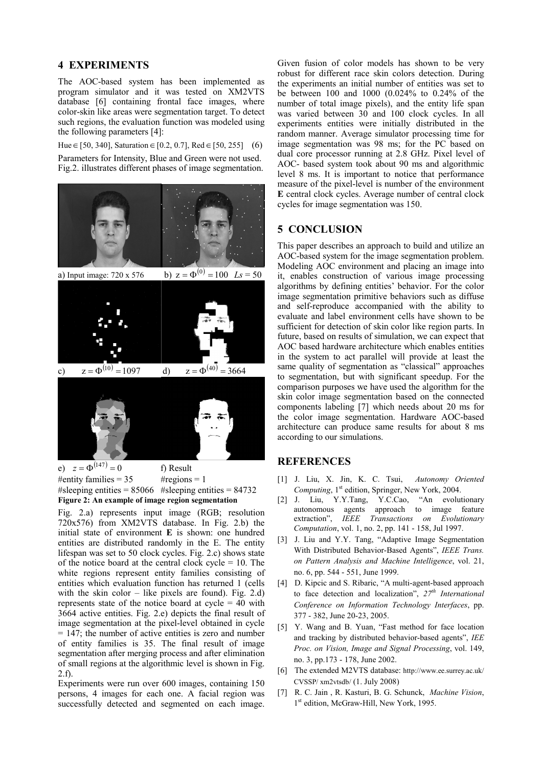## 4 EXPERIMENTS

The AOC-based system has been implemented as program simulator and it was tested on XM2VTS database [6] containing frontal face images, where color-skin like areas were segmentation target. To detect such regions, the evaluation function was modeled using the following parameters [4]:

$$\text{Hue} \in [50, 340], \text{Saturation} \in [0.2, 0.7], \text{Red} \in [50, 255] \quad (6)$$

Parameters for Intensity, Blue and Green were not used. Fig.2. illustrates different phases of image segmentation.

a) Input image: 720 x 576

b) $z = \Phi^{(0)} = 100 \quad Ls = 50$

c) $z = \Phi^{(10)} = 1097$

d) $z = \Phi^{(40)} = 3664$

e) $z = \Phi^{(147)} = 0$
#entity families = 35
#sleeping entities = 85066

f) Result
#regions = 1
#sleeping entities = 84732

**Figure 2: An example of image region segmentation**

Fig. 2.a) represents input image (RGB; resolution 720x576) from XM2VTS database. In Fig. 2.b) the initial state of environment **E** is shown: one hundred entities are distributed randomly in the E. The entity lifespan was set to 50 clock cycles. Fig. 2.c) shows state of the notice board at the central clock cycle = 10. The white regions represent entity families consisting of entities which evaluation function has returned 1 (cells with the skin color – like pixels are found). Fig. 2.d) represents state of the notice board at cycle = 40 with 3664 active entities. Fig. 2.e) depicts the final result of image segmentation at the pixel-level obtained in cycle = 147; the number of active entities is zero and number of entity families is 35. The final result of image segmentation after merging process and after elimination of small regions at the algorithmic level is shown in Fig. 2.f).

Experiments were run over 600 images, containing 150 persons, 4 images for each one. A facial region was successfully detected and segmented on each image. Given fusion of color models has shown to be very robust for different race skin colors detection. During the experiments an initial number of entities was set to be between 100 and 1000 (0.024% to 0.24% of the number of total image pixels), and the entity life span was varied between 30 and 100 clock cycles. In all experiments entities were initially distributed in the random manner. Average simulator processing time for image segmentation was 98 ms; for the PC based on dual core processor running at 2.8 GHz. Pixel level of AOC- based system took about 90 ms and algorithmic level 8 ms. It is important to notice that performance measure of the pixel-level is number of the environment **E** central clock cycles. Average number of central clock cycles for image segmentation was 150.

## 5 CONCLUSION

This paper describes an approach to build and utilize an AOC-based system for the image segmentation problem. Modeling AOC environment and placing an image into it, enables construction of various image processing algorithms by defining entities' behavior. For the color image segmentation primitive behaviors such as diffuse and self-reproduce accompanied with the ability to evaluate and label environment cells have shown to be sufficient for detection of skin color like region parts. In future, based on results of simulation, we can expect that AOC based hardware architecture which enables entities in the system to act parallel will provide at least the same quality of segmentation as "classical" approaches to segmentation, but with significant speedup. For the comparison purposes we have used the algorithm for the skin color image segmentation based on the connected components labeling [7] which needs about 20 ms for the color image segmentation. Hardware AOC-based architecture can produce same results for about 8 ms according to our simulations.

## REFERENCES

[1] J. Liu, X. Jin, K. C. Tsui, *Autonomy Oriented Computing*, 1st edition, Springer, New York, 2004.

[2] J. Liu, Y.Y.Tang, Y.C.Cao, "An evolutionary autonomous agents approach to image feature extraction", *IEEE Transactions on Evolutionary Computation*, vol. 1, no. 2, pp. 141 - 158, Jul 1997.

[3] J. Liu and Y.Y. Tang, "Adaptive Image Segmentation With Distributed Behavior-Based Agents", *IEEE Trans. on Pattern Analysis and Machine Intelligence*, vol. 21, no. 6, pp. 544 - 551, June 1999.

[4] D. Kipcic and S. Ribaric, "A multi-agent-based approach to face detection and localization", *27th International Conference on Information Technology Interfaces*, pp. 377 - 382, June 20-23, 2005.

[5] Y. Wang and B. Yuan, "Fast method for face location and tracking by distributed behavior-based agents", *IEE Proc. on Vision, Image and Signal Processing*, vol. 149, no. 3, pp.173 - 178, June 2002.

[6] The extended M2VTS database: http://www.ee.surrey.ac.uk/CVSSP/ xm2vtsdb/ (1. July 2008)

[7] R. C. Jain , R. Kasturi, B. G. Schunck, *Machine Vision*, 1st edition, McGraw-Hill, New York, 1995.